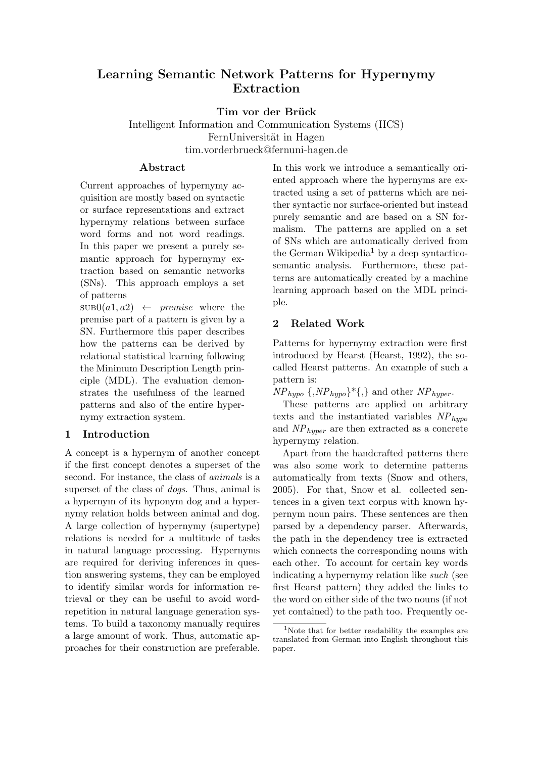# Learning Semantic Network Patterns for Hypernymy Extraction

**Tim vor der Brück**
Intelligent Information and Communication Systems (IICS)
FernUniversität in Hagen
tim.vorderbrueck@fernuni-hagen.de

## Abstract

Current approaches of hypernymy acquisition are mostly based on syntactic or surface representations and extract hypernymy relations between surface word forms and not word readings. In this paper we present a purely semantic approach for hypernymy extraction based on semantic networks (SNs). This approach employs a set of patterns $\text{SUB0}(a1, a2) \leftarrow premise$ where the premise part of a pattern is given by a SN. Furthermore this paper describes how the patterns can be derived by relational statistical learning following the Minimum Description Length principle (MDL). The evaluation demonstrates the usefulness of the learned patterns and also of the entire hypernymy extraction system.

## 1 Introduction

A concept is a hypernym of another concept if the first concept denotes a superset of the second. For instance, the class of *animals* is a superset of the class of *dogs*. Thus, animal is a hypernym of its hyponym dog and a hypernymy relation holds between animal and dog. A large collection of hypernymy (supertype) relations is needed for a multitude of tasks in natural language processing. Hypernyms are required for deriving inferences in question answering systems, they can be employed to identify similar words for information retrieval or they can be useful to avoid word-repetition in natural language generation systems. To build a taxonomy manually requires a large amount of work. Thus, automatic approaches for their construction are preferable. In this work we introduce a semantically oriented approach where the hypernyms are extracted using a set of patterns which are neither syntactic nor surface-oriented but instead purely semantic and are based on a SN formalism. The patterns are applied on a set of SNs which are automatically derived from the German Wikipedia[1] by a deep syntactico-semantic analysis. Furthermore, these patterns are automatically created by a machine learning approach based on the MDL principle.

## 2 Related Work

Patterns for hypernymy extraction were first introduced by Hearst (Hearst, 1992), the so-called Hearst patterns. An example of such a pattern is:

$NP_{hypo}$ {,$NP_{hypo}$}*{,} and other $NP_{hyper}$.

These patterns are applied on arbitrary texts and the instantiated variables $NP_{hypo}$ and $NP_{hyper}$ are then extracted as a concrete hypernymy relation.

Apart from the handcrafted patterns there was also some work to determine patterns automatically from texts (Snow and others, 2005). For that, Snow et al. collected sentences in a given text corpus with known hypernym noun pairs. These sentences are then parsed by a dependency parser. Afterwards, the path in the dependency tree is extracted which connects the corresponding nouns with each other. To account for certain key words indicating a hypernymy relation like *such* (see first Hearst pattern) they added the links to the word on either side of the two nouns (if not yet contained) to the path too. Frequently oc-

[1] Note that for better readability the examples are translated from German into English throughout this paper.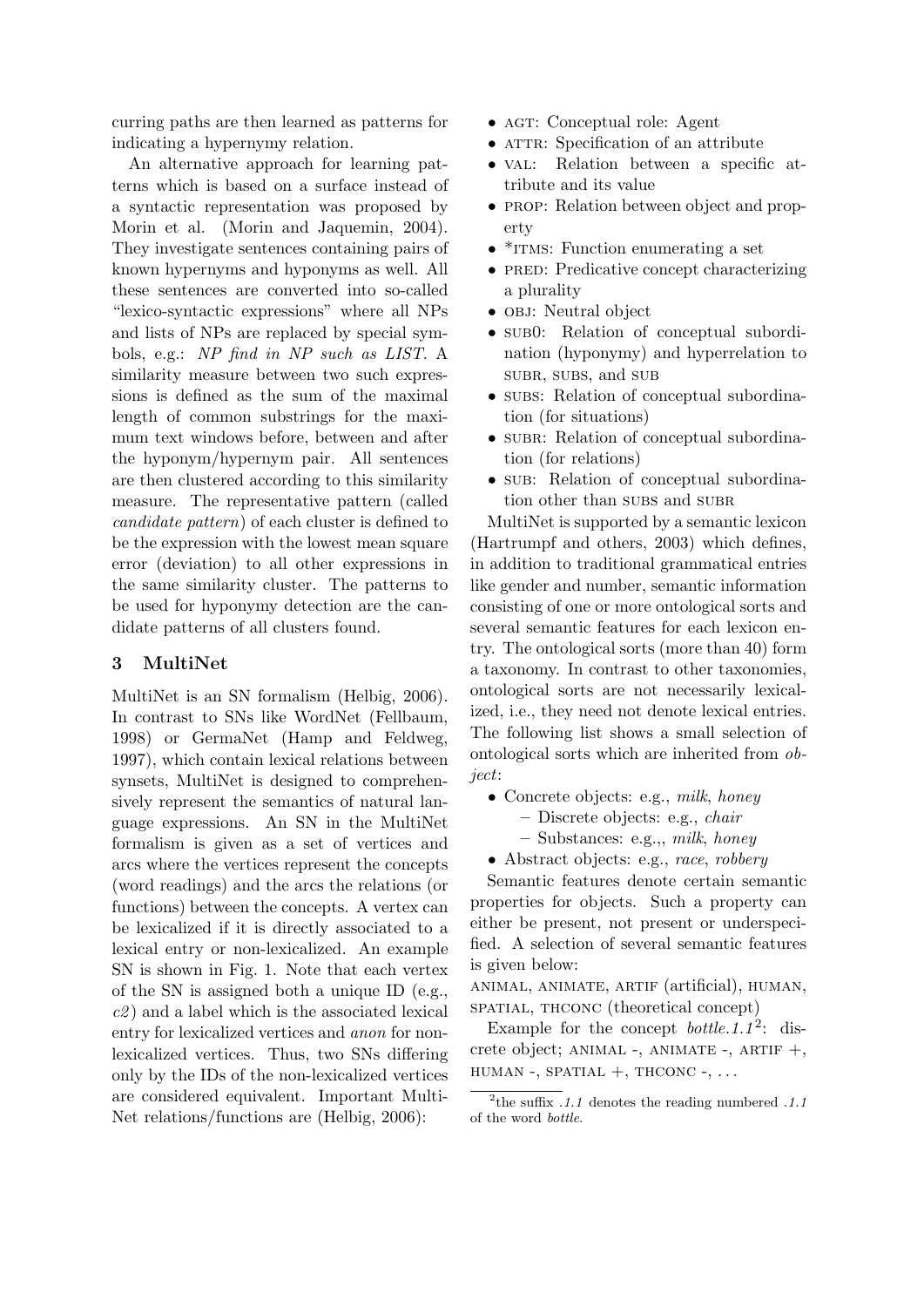curring paths are then learned as patterns for indicating a hypernymy relation.

An alternative approach for learning patterns which is based on a surface instead of a syntactic representation was proposed by Morin et al. (Morin and Jaquemin, 2004). They investigate sentences containing pairs of known hypernyms and hyponyms as well. All these sentences are converted into so-called "lexico-syntactic expressions" where all NPs and lists of NPs are replaced by special symbols, e.g.: *NP find in NP such as LIST*. A similarity measure between two such expressions is defined as the sum of the maximal length of common substrings for the maximum text windows before, between and after the hyponym/hypernym pair. All sentences are then clustered according to this similarity measure. The representative pattern (called *candidate pattern*) of each cluster is defined to be the expression with the lowest mean square error (deviation) to all other expressions in the same similarity cluster. The patterns to be used for hyponymy detection are the candidate patterns of all clusters found.

## 3 MultiNet

MultiNet is an SN formalism (Helbig, 2006). In contrast to SNs like WordNet (Fellbaum, 1998) or GermaNet (Hamp and Feldweg, 1997), which contain lexical relations between synsets, MultiNet is designed to comprehensively represent the semantics of natural language expressions. An SN in the MultiNet formalism is given as a set of vertices and arcs where the vertices represent the concepts (word readings) and the arcs the relations (or functions) between the concepts. A vertex can be lexicalized if it is directly associated to a lexical entry or non-lexicalized. An example SN is shown in Fig. 1. Note that each vertex of the SN is assigned both a unique ID (e.g., *c2*) and a label which is the associated lexical entry for lexicalized vertices and *anon* for non-lexicalized vertices. Thus, two SNs differing only by the IDs of the non-lexicalized vertices are considered equivalent. Important MultiNet relations/functions are (Helbig, 2006):

- AGT: Conceptual role: Agent
- ATTR: Specification of an attribute
- VAL: Relation between a specific attribute and its value
- PROP: Relation between object and property
- *ITMS: Function enumerating a set
- PRED: Predicative concept characterizing a plurality
- OBJ: Neutral object
- SUB0: Relation of conceptual subordination (hyponymy) and hyperrelation to SUBR, SUBS, and SUB
- SUBS: Relation of conceptual subordination (for situations)
- SUBR: Relation of conceptual subordination (for relations)
- SUB: Relation of conceptual subordination other than SUBS and SUBR

MultiNet is supported by a semantic lexicon (Hartrumpf and others, 2003) which defines, in addition to traditional grammatical entries like gender and number, semantic information consisting of one or more ontological sorts and several semantic features for each lexicon entry. The ontological sorts (more than 40) form a taxonomy. In contrast to other taxonomies, ontological sorts are not necessarily lexicalized, i.e., they need not denote lexical entries. The following list shows a small selection of ontological sorts which are inherited from *object*:

- Concrete objects: e.g., *milk*, *honey*
  - Discrete objects: e.g., *chair*
  - Substances: e.g.,, *milk*, *honey*
- Abstract objects: e.g., *race*, *robbery*

Semantic features denote certain semantic properties for objects. Such a property can either be present, not present or underspecified. A selection of several semantic features is given below:

ANIMAL, ANIMATE, ARTIF (artificial), HUMAN, SPATIAL, THCONC (theoretical concept)

Example for the concept *bottle.1.1*[2]: discrete object; ANIMAL -, ANIMATE -, ARTIF +, HUMAN -, SPATIAL +, THCONC -, ...

[2] the suffix *.1.1* denotes the reading numbered *.1.1* of the word *bottle*.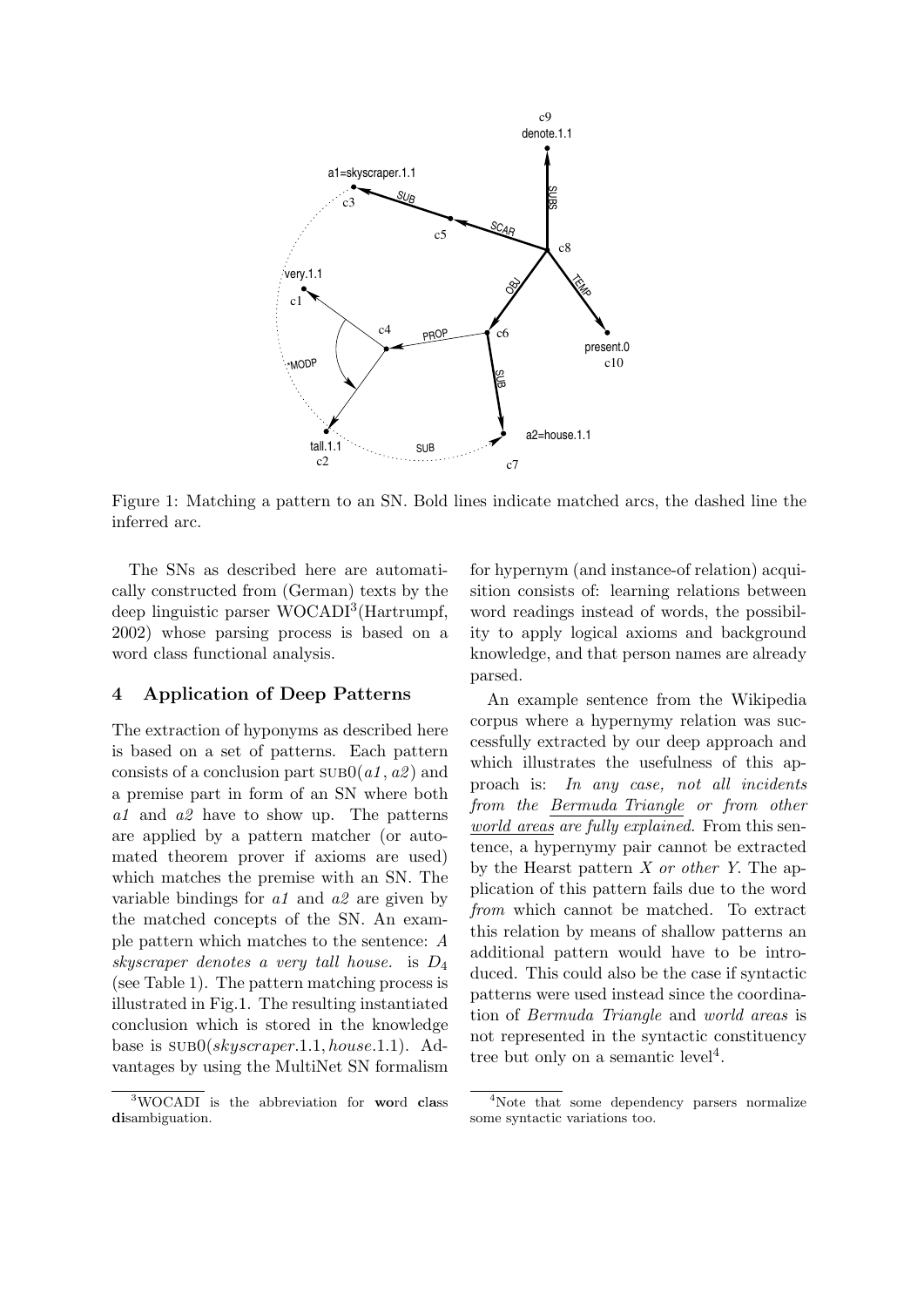Figure 1: Matching a pattern to an SN. Bold lines indicate matched arcs, the dashed line the inferred arc.

The SNs as described here are automatically constructed from (German) texts by the deep linguistic parser WOCADI[3](Hartrumpf, 2002) whose parsing process is based on a word class functional analysis.

## 4 Application of Deep Patterns

The extraction of hyponyms as described here is based on a set of patterns. Each pattern consists of a conclusion part $\textsc{sub0}(a1, a2)$ and a premise part in form of an SN where both *a1* and *a2* have to show up. The patterns are applied by a pattern matcher (or automated theorem prover if axioms are used) which matches the premise with an SN. The variable bindings for *a1* and *a2* are given by the matched concepts of the SN. An example pattern which matches to the sentence: *A skyscraper denotes a very tall house.* is $D_4$ (see Table 1). The pattern matching process is illustrated in Fig.1. The resulting instantiated conclusion which is stored in the knowledge base is $\textsc{sub0}(skyscraper.1.1, house.1.1)$. Advantages by using the MultiNet SN formalism for hypernym (and instance-of relation) acquisition consists of: learning relations between word readings instead of words, the possibility to apply logical axioms and background knowledge, and that person names are already parsed.

An example sentence from the Wikipedia corpus where a hypernymy relation was successfully extracted by our deep approach and which illustrates the usefulness of this approach is: *In any case, not all incidents from the* <u>*Bermuda Triangle*</u> *or from other* <u>*world areas*</u> *are fully explained.* From this sentence, a hypernymy pair cannot be extracted by the Hearst pattern *X or other Y*. The application of this pattern fails due to the word *from* which cannot be matched. To extract this relation by means of shallow patterns an additional pattern would have to be introduced. This could also be the case if syntactic patterns were used instead since the coordination of *Bermuda Triangle* and *world areas* is not represented in the syntactic constituency tree but only on a semantic level[4].

---

[3]WOCADI is the abbreviation for **wo**rd **cla**ss **di**sambiguation.

[4]Note that some dependency parsers normalize some syntactic variations too.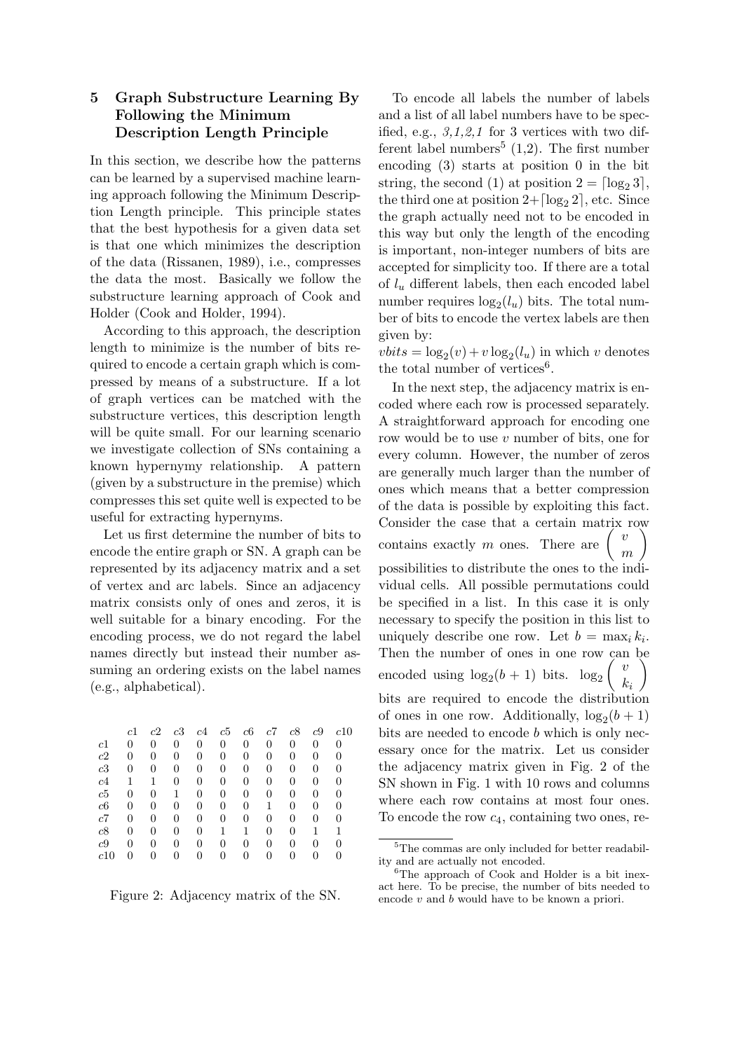## 5 Graph Substructure Learning By Following the Minimum Description Length Principle

In this section, we describe how the patterns can be learned by a supervised machine learning approach following the Minimum Description Length principle. This principle states that the best hypothesis for a given data set is that one which minimizes the description of the data (Rissanen, 1989), i.e., compresses the data the most. Basically we follow the substructure learning approach of Cook and Holder (Cook and Holder, 1994).

According to this approach, the description length to minimize is the number of bits required to encode a certain graph which is compressed by means of a substructure. If a lot of graph vertices can be matched with the substructure vertices, this description length will be quite small. For our learning scenario we investigate collection of SNs containing a known hypernymy relationship. A pattern (given by a substructure in the premise) which compresses this set quite well is expected to be useful for extracting hypernyms.

Let us first determine the number of bits to encode the entire graph or SN. A graph can be represented by its adjacency matrix and a set of vertex and arc labels. Since an adjacency matrix consists only of ones and zeros, it is well suitable for a binary encoding. For the encoding process, we do not regard the label names directly but instead their number assuming an ordering exists on the label names (e.g., alphabetical).

| | $c1$ | $c2$ | $c3$ | $c4$ | $c5$ | $c6$ | $c7$ | $c8$ | $c9$ | $c10$ |
|---|---|---|---|---|---|---|---|---|---|---|
| $c1$ | 0 | 0 | 0 | 0 | 0 | 0 | 0 | 0 | 0 | 0 |
| $c2$ | 0 | 0 | 0 | 0 | 0 | 0 | 0 | 0 | 0 | 0 |
| $c3$ | 0 | 0 | 0 | 0 | 0 | 0 | 0 | 0 | 0 | 0 |
| $c4$ | 1 | 1 | 0 | 0 | 0 | 0 | 0 | 0 | 0 | 0 |
| $c5$ | 0 | 0 | 1 | 0 | 0 | 0 | 0 | 0 | 0 | 0 |
| $c6$ | 0 | 0 | 0 | 0 | 0 | 0 | 1 | 0 | 0 | 0 |
| $c7$ | 0 | 0 | 0 | 0 | 0 | 0 | 0 | 0 | 0 | 0 |
| $c8$ | 0 | 0 | 0 | 0 | 1 | 1 | 0 | 0 | 1 | 1 |
| $c9$ | 0 | 0 | 0 | 0 | 0 | 0 | 0 | 0 | 0 | 0 |
| $c10$ | 0 | 0 | 0 | 0 | 0 | 0 | 0 | 0 | 0 | 0 |

Figure 2: Adjacency matrix of the SN.

To encode all labels the number of labels and a list of all label numbers have to be specified, e.g., *3,1,2,1* for 3 vertices with two different label numbers[5] (1,2). The first number encoding (3) starts at position 0 in the bit string, the second (1) at position $2 = \lceil \log_2 3 \rceil$, the third one at position $2 + \lceil \log_2 2 \rceil$, etc. Since the graph actually need not to be encoded in this way but only the length of the encoding is important, non-integer numbers of bits are accepted for simplicity too. If there are a total of $l_u$ different labels, then each encoded label number requires $\log_2(l_u)$ bits. The total number of bits to encode the vertex labels are then given by:

$vbits = \log_2(v) + v \log_2(l_u)$ in which $v$ denotes the total number of vertices[6].

In the next step, the adjacency matrix is encoded where each row is processed separately. A straightforward approach for encoding one row would be to use $v$ number of bits, one for every column. However, the number of zeros are generally much larger than the number of ones which means that a better compression of the data is possible by exploiting this fact. Consider the case that a certain matrix row contains exactly $m$ ones. There are $\binom{v}{m}$ possibilities to distribute the ones to the individual cells. All possible permutations could be specified in a list. In this case it is only necessary to specify the position in this list to uniquely describe one row. Let $b = \max_i k_i$. Then the number of ones in one row can be encoded using $\log_2(b+1)$ bits. $\log_2 \binom{v}{k_i}$ bits are required to encode the distribution of ones in one row. Additionally, $\log_2(b+1)$ bits are needed to encode $b$ which is only necessary once for the matrix. Let us consider the adjacency matrix given in Fig. 2 of the SN shown in Fig. 1 with 10 rows and columns where each row contains at most four ones. To encode the row $c_4$, containing two ones, re-

[5] The commas are only included for better readability and are actually not encoded.

[6] The approach of Cook and Holder is a bit inexact here. To be precise, the number of bits needed to encode $v$ and $b$ would have to be known a priori.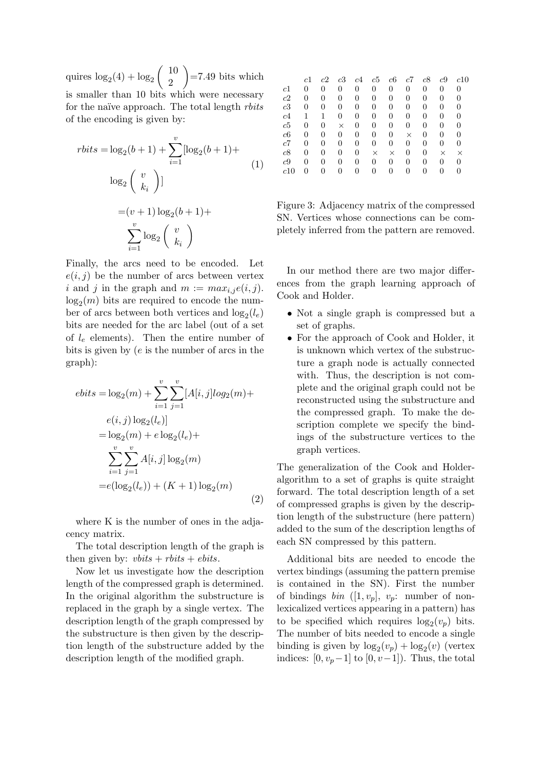quires $\log_2(4) + \log_2 \binom{10}{2}$=7.49 bits which is smaller than 10 bits which were necessary for the naïve approach. The total length *rbits* of the encoding is given by:

$$
\begin{aligned}
rbits =& \log_2(b+1) + \sum_{i=1}^{v} [\log_2(b+1) + \\
& \log_2 \binom{v}{k_i}] \\
=& (v+1)\log_2(b+1) + \\
& \sum_{i=1}^{v} \log_2 \binom{v}{k_i}
\end{aligned}
\tag{1}
$$

Finally, the arcs need to be encoded. Let $e(i,j)$ be the number of arcs between vertex $i$ and $j$ in the graph and $m := max_{i,j} e(i,j)$. $\log_2(m)$ bits are required to encode the number of arcs between both vertices and $\log_2(l_e)$ bits are needed for the arc label (out of a set of $l_e$ elements). Then the entire number of bits is given by ($e$ is the number of arcs in the graph):

$$
\begin{aligned}
ebits =& \log_2(m) + \sum_{i=1}^{v}\sum_{j=1}^{v} [A[i,j] log_2(m) + \\
& e(i,j)\log_2(l_e)] \\
=& \log_2(m) + e\log_2(l_e) + \\
& \sum_{i=1}^{v}\sum_{j=1}^{v} A[i,j]\log_2(m) \\
=& e(\log_2(l_e)) + (K+1)\log_2(m)
\end{aligned}
\tag{2}
$$

where K is the number of ones in the adjacency matrix.

The total description length of the graph is then given by: $vbits + rbits + ebits$.

Now let us investigate how the description length of the compressed graph is determined. In the original algorithm the substructure is replaced in the graph by a single vertex. The description length of the graph compressed by the substructure is then given by the description length of the substructure added by the description length of the modified graph.

| | c1 | c2 | c3 | c4 | c5 | c6 | c7 | c8 | c9 | c10 |
|---|---|---|---|---|---|---|---|---|---|---|
| c1 | 0 | 0 | 0 | 0 | 0 | 0 | 0 | 0 | 0 | 0 |
| c2 | 0 | 0 | 0 | 0 | 0 | 0 | 0 | 0 | 0 | 0 |
| c3 | 0 | 0 | 0 | 0 | 0 | 0 | 0 | 0 | 0 | 0 |
| c4 | 1 | 1 | 0 | 0 | 0 | 0 | 0 | 0 | 0 | 0 |
| c5 | 0 | 0 | × | 0 | 0 | 0 | 0 | 0 | 0 | 0 |
| c6 | 0 | 0 | 0 | 0 | 0 | 0 | × | 0 | 0 | 0 |
| c7 | 0 | 0 | 0 | 0 | 0 | 0 | 0 | 0 | 0 | 0 |
| c8 | 0 | 0 | 0 | 0 | × | × | 0 | 0 | × | × |
| c9 | 0 | 0 | 0 | 0 | 0 | 0 | 0 | 0 | 0 | 0 |
| c10 | 0 | 0 | 0 | 0 | 0 | 0 | 0 | 0 | 0 | 0 |

Figure 3: Adjacency matrix of the compressed SN. Vertices whose connections can be completely inferred from the pattern are removed.

In our method there are two major differences from the graph learning approach of Cook and Holder.

- Not a single graph is compressed but a set of graphs.
- For the approach of Cook and Holder, it is unknown which vertex of the substructure a graph node is actually connected with. Thus, the description is not complete and the original graph could not be reconstructed using the substructure and the compressed graph. To make the description complete we specify the bindings of the substructure vertices to the graph vertices.

The generalization of the Cook and Holder-algorithm to a set of graphs is quite straight forward. The total description length of a set of compressed graphs is given by the description length of the substructure (here pattern) added to the sum of the description lengths of each SN compressed by this pattern.

Additional bits are needed to encode the vertex bindings (assuming the pattern premise is contained in the SN). First the number of bindings *bin* ($[1, v_p]$, $v_p$: number of non-lexicalized vertices appearing in a pattern) has to be specified which requires $\log_2(v_p)$ bits. The number of bits needed to encode a single binding is given by $\log_2(v_p) + \log_2(v)$ (vertex indices: $[0, v_p - 1]$ to $[0, v-1]$). Thus, the total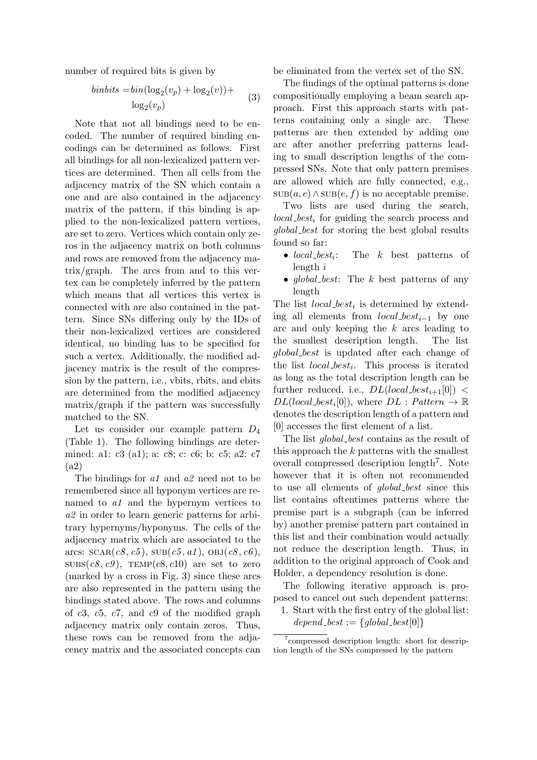number of required bits is given by

$$binbits = bin(\log_2(v_p) + \log_2(v)) + \log_2(v_p) \tag{3}$$

Note that not all bindings need to be encoded. The number of required binding encodings can be determined as follows. First all bindings for all non-lexicalized pattern vertices are determined. Then all cells from the adjacency matrix of the SN which contain a one and are also contained in the adjacency matrix of the pattern, if this binding is applied to the non-lexicalized pattern vertices, are set to zero. Vertices which contain only zeros in the adjacency matrix on both columns and rows are removed from the adjacency matrix/graph. The arcs from and to this vertex can be completely inferred by the pattern which means that all vertices this vertex is connected with are also contained in the pattern. Since SNs differing only by the IDs of their non-lexicalized vertices are considered identical, no binding has to be specified for such a vertex. Additionally, the modified adjacency matrix is the result of the compression by the pattern, i.e., vbits, rbits, and ebits are determined from the modified adjacency matrix/graph if the pattern was successfully matched to the SN.

Let us consider our example pattern $D_4$ (Table 1). The following bindings are determined: a1: c3 (a1); a: c8; c: c6; b: c5; a2: c7 (a2)

The bindings for *a1* and *a2* need not to be remembered since all hyponym vertices are renamed to *a1* and the hypernym vertices to *a2* in order to learn generic patterns for arbitrary hypernyms/hyponyms. The cells of the adjacency matrix which are associated to the arcs: SCAR(*c8*, *c5*), SUB(*c5*, *a1*), OBJ(*c8*, *c6*), SUBS(*c8*, *c9*), TEMP(*c8*, *c10*) are set to zero (marked by a cross in Fig. 3) since these arcs are also represented in the pattern using the bindings stated above. The rows and columns of *c3*, *c5*, *c7*, and *c9* of the modified graph adjacency matrix only contain zeros. Thus, these rows can be removed from the adjacency matrix and the associated concepts can be eliminated from the vertex set of the SN.

The findings of the optimal patterns is done compositionally employing a beam search approach. First this approach starts with patterns containing only a single arc. These patterns are then extended by adding one arc after another preferring patterns leading to small description lengths of the compressed SNs. Note that only pattern premises are allowed which are fully connected, e.g., SUB$(a, c) \wedge$ SUB$(e, f)$ is no acceptable premise.

Two lists are used during the search, *local_best*$_i$ for guiding the search process and *global_best* for storing the best global results found so far:

- *local_best*$_i$: The $k$ best patterns of length $i$
- *global_best*: The $k$ best patterns of any length

The list *local_best*$_i$ is determined by extending all elements from *local_best*$_{i-1}$ by one arc and only keeping the $k$ arcs leading to the smallest description length. The list *global_best* is updated after each change of the list *local_best*$_i$. This process is iterated as long as the total description length can be further reduced, i.e., $DL(local\_best_{i+1}[0]) < DL(local\_best_i[0])$, where $DL : Pattern \rightarrow \mathbb{R}$ denotes the description length of a pattern and [0] accesses the first element of a list.

The list *global_best* contains as the result of this approach the $k$ patterns with the smallest overall compressed description length[7]. Note however that it is often not recommended to use all elements of *global_best* since this list contains oftentimes patterns where the premise part is a subgraph (can be inferred by) another premise pattern part contained in this list and their combination would actually not reduce the description length. Thus, in addition to the original approach of Cook and Holder, a dependency resolution is done.

The following iterative approach is proposed to cancel out such dependent patterns:

1. Start with the first entry of the global list: $depend\_best := \{global\_best[0]\}$

[7] compressed description length: short for description length of the SNs compressed by the pattern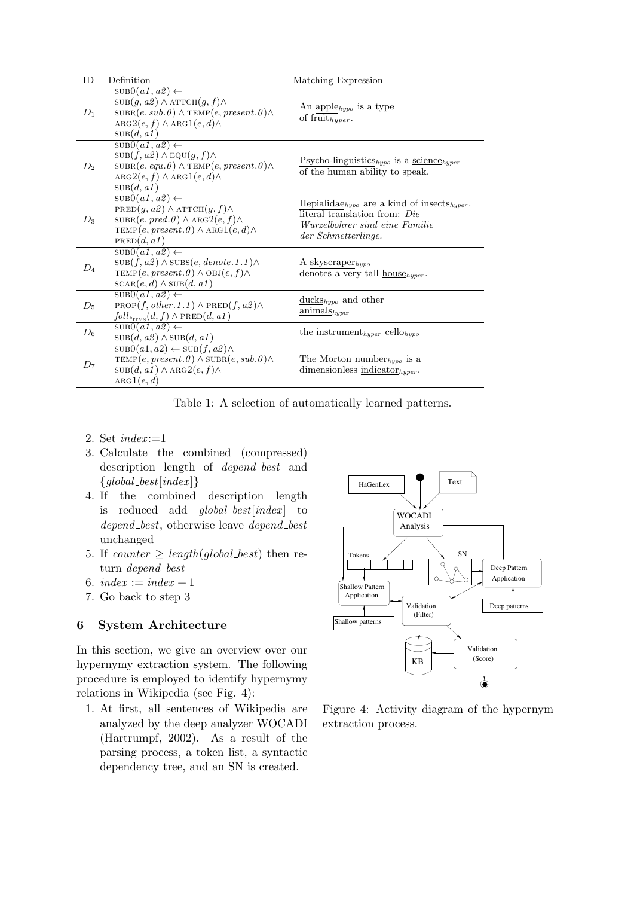| ID | Definition | Matching Expression |
|---|---|---|
| $D_1$ | $\text{SUB0}(a1, a2) \leftarrow$ $\text{SUB}(g, a2) \wedge \text{ATTCH}(g, f) \wedge$ $\text{SUBR}(e, sub.0) \wedge \text{TEMP}(e, present.0) \wedge$ $\text{ARG2}(e, f) \wedge \text{ARG1}(e, d) \wedge$ $\text{SUB}(d, a1)$ | An apple$_{hypo}$ is a type of fruit$_{hyper}$. |
| $D_2$ | $\text{SUB0}(a1, a2) \leftarrow$ $\text{SUB}(f, a2) \wedge \text{EQU}(g, f) \wedge$ $\text{SUBR}(e, equ.0) \wedge \text{TEMP}(e, present.0) \wedge$ $\text{ARG2}(e, f) \wedge \text{ARG1}(e, d) \wedge$ $\text{SUB}(d, a1)$ | Psycho-linguistics$_{hypo}$ is a science$_{hyper}$ of the human ability to speak. |
| $D_3$ | $\text{SUB0}(a1, a2) \leftarrow$ $\text{PRED}(g, a2) \wedge \text{ATTCH}(g, f) \wedge$ $\text{SUBR}(e, pred.0) \wedge \text{ARG2}(e, f) \wedge$ $\text{TEMP}(e, present.0) \wedge \text{ARG1}(e, d) \wedge$ $\text{PRED}(d, a1)$ | Hepialidae$_{hypo}$ are a kind of insects$_{hyper}$. literal translation from: *Die Wurzelbohrer sind eine Familie der Schmetterlinge.* |
| $D_4$ | $\text{SUB0}(a1, a2) \leftarrow$ $\text{SUB}(f, a2) \wedge \text{SUBS}(e, denote.1.1) \wedge$ $\text{TEMP}(e, present.0) \wedge \text{OBJ}(e, f) \wedge$ $\text{SCAR}(e, d) \wedge \text{SUB}(d, a1)$ | A skyscraper$_{hypo}$ denotes a very tall house$_{hyper}$. |
| $D_5$ | $\text{SUB0}(a1, a2) \leftarrow$ $\text{PROP}(f, other.1.1) \wedge \text{PRED}(f, a2) \wedge$ $foll_{*_{\text{ITMS}}}(d, f) \wedge \text{PRED}(d, a1)$ | ducks$_{hypo}$ and other animals$_{hyper}$ |
| $D_6$ | $\text{SUB0}(a1, a2) \leftarrow$ $\text{SUB}(d, a2) \wedge \text{SUB}(d, a1)$ | the instrument$_{hyper}$ cello$_{hypo}$ |
| $D_7$ | $\text{SUB0}(a1, a2) \leftarrow \text{SUB}(f, a2) \wedge$ $\text{TEMP}(e, present.0) \wedge \text{SUBR}(e, sub.0) \wedge$ $\text{SUB}(d, a1) \wedge \text{ARG2}(e, f) \wedge$ $\text{ARG1}(e, d)$ | The Morton number$_{hypo}$ is a dimensionless indicator$_{hyper}$. |

Table 1: A selection of automatically learned patterns.

2. Set $index$:=1
3. Calculate the combined (compressed) description length of *depend_best* and $\{global\_best[index]\}$
4. If the combined description length is reduced add $global\_best[index]$ to *depend_best*, otherwise leave *depend_best* unchanged
5. If $counter \geq length(global\_best)$ then return *depend_best*
6. $index := index + 1$
7. Go back to step 3

## 6 System Architecture

In this section, we give an overview over our hypernymy extraction system. The following procedure is employed to identify hypernymy relations in Wikipedia (see Fig. 4):

1. At first, all sentences of Wikipedia are analyzed by the deep analyzer WOCADI (Hartrumpf, 2002). As a result of the parsing process, a token list, a syntactic dependency tree, and an SN is created.

Figure 4: Activity diagram of the hypernym extraction process.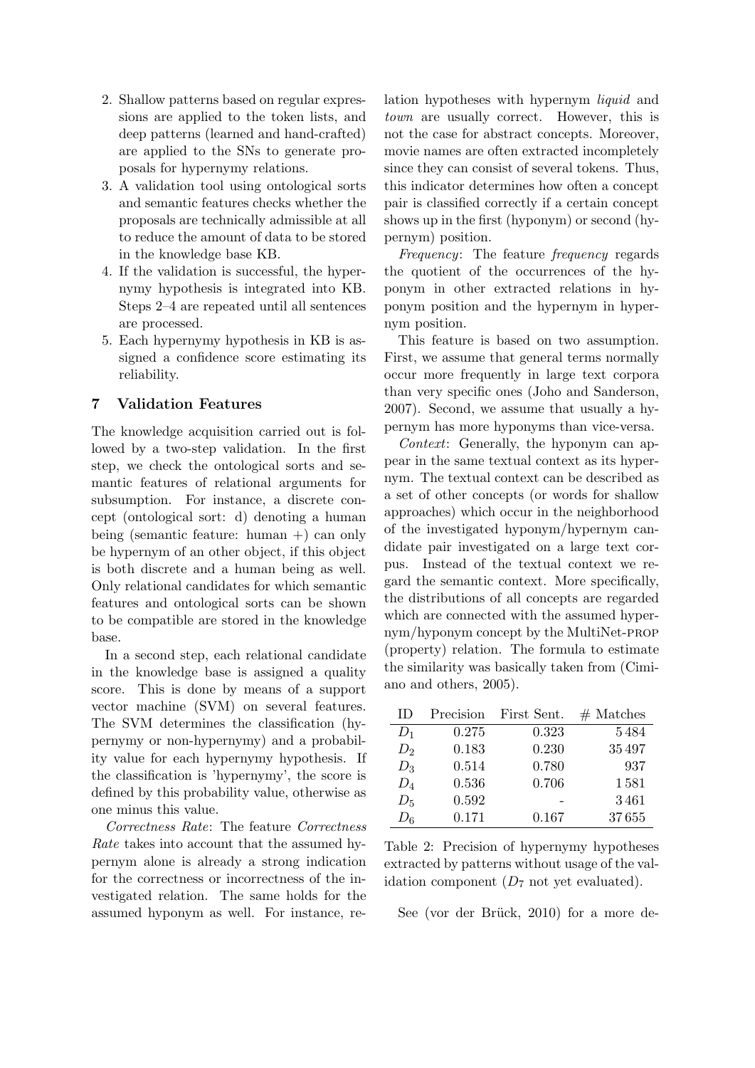2. Shallow patterns based on regular expressions are applied to the token lists, and deep patterns (learned and hand-crafted) are applied to the SNs to generate proposals for hypernymy relations.
3. A validation tool using ontological sorts and semantic features checks whether the proposals are technically admissible at all to reduce the amount of data to be stored in the knowledge base KB.
4. If the validation is successful, the hypernymy hypothesis is integrated into KB. Steps 2–4 are repeated until all sentences are processed.
5. Each hypernymy hypothesis in KB is assigned a confidence score estimating its reliability.

## 7 Validation Features

The knowledge acquisition carried out is followed by a two-step validation. In the first step, we check the ontological sorts and semantic features of relational arguments for subsumption. For instance, a discrete concept (ontological sort: d) denoting a human being (semantic feature: human +) can only be hypernym of an other object, if this object is both discrete and a human being as well. Only relational candidates for which semantic features and ontological sorts can be shown to be compatible are stored in the knowledge base.

In a second step, each relational candidate in the knowledge base is assigned a quality score. This is done by means of a support vector machine (SVM) on several features. The SVM determines the classification (hypernymy or non-hypernymy) and a probability value for each hypernymy hypothesis. If the classification is 'hypernymy', the score is defined by this probability value, otherwise as one minus this value.

*Correctness Rate*: The feature *Correctness Rate* takes into account that the assumed hypernym alone is already a strong indication for the correctness or incorrectness of the investigated relation. The same holds for the assumed hyponym as well. For instance, relation hypotheses with hypernym *liquid* and *town* are usually correct. However, this is not the case for abstract concepts. Moreover, movie names are often extracted incompletely since they can consist of several tokens. Thus, this indicator determines how often a concept pair is classified correctly if a certain concept shows up in the first (hyponym) or second (hypernym) position.

*Frequency*: The feature *frequency* regards the quotient of the occurrences of the hyponym in other extracted relations in hyponym position and the hypernym in hypernym position.

This feature is based on two assumption. First, we assume that general terms normally occur more frequently in large text corpora than very specific ones (Joho and Sanderson, 2007). Second, we assume that usually a hypernym has more hyponyms than vice-versa.

*Context*: Generally, the hyponym can appear in the same textual context as its hypernym. The textual context can be described as a set of other concepts (or words for shallow approaches) which occur in the neighborhood of the investigated hyponym/hypernym candidate pair investigated on a large text corpus. Instead of the textual context we regard the semantic context. More specifically, the distributions of all concepts are regarded which are connected with the assumed hypernym/hyponym concept by the MultiNet-PROP (property) relation. The formula to estimate the similarity was basically taken from (Cimiano and others, 2005).

| ID | Precision | First Sent. | # Matches |
|---|---|---|---|
| $D_1$ | 0.275 | 0.323 | 5 484 |
| $D_2$ | 0.183 | 0.230 | 35 497 |
| $D_3$ | 0.514 | 0.780 | 937 |
| $D_4$ | 0.536 | 0.706 | 1 581 |
| $D_5$ | 0.592 | - | 3 461 |
| $D_6$ | 0.171 | 0.167 | 37 655 |

Table 2: Precision of hypernymy hypotheses extracted by patterns without usage of the validation component ($D_7$ not yet evaluated).

See (vor der Brück, 2010) for a more de-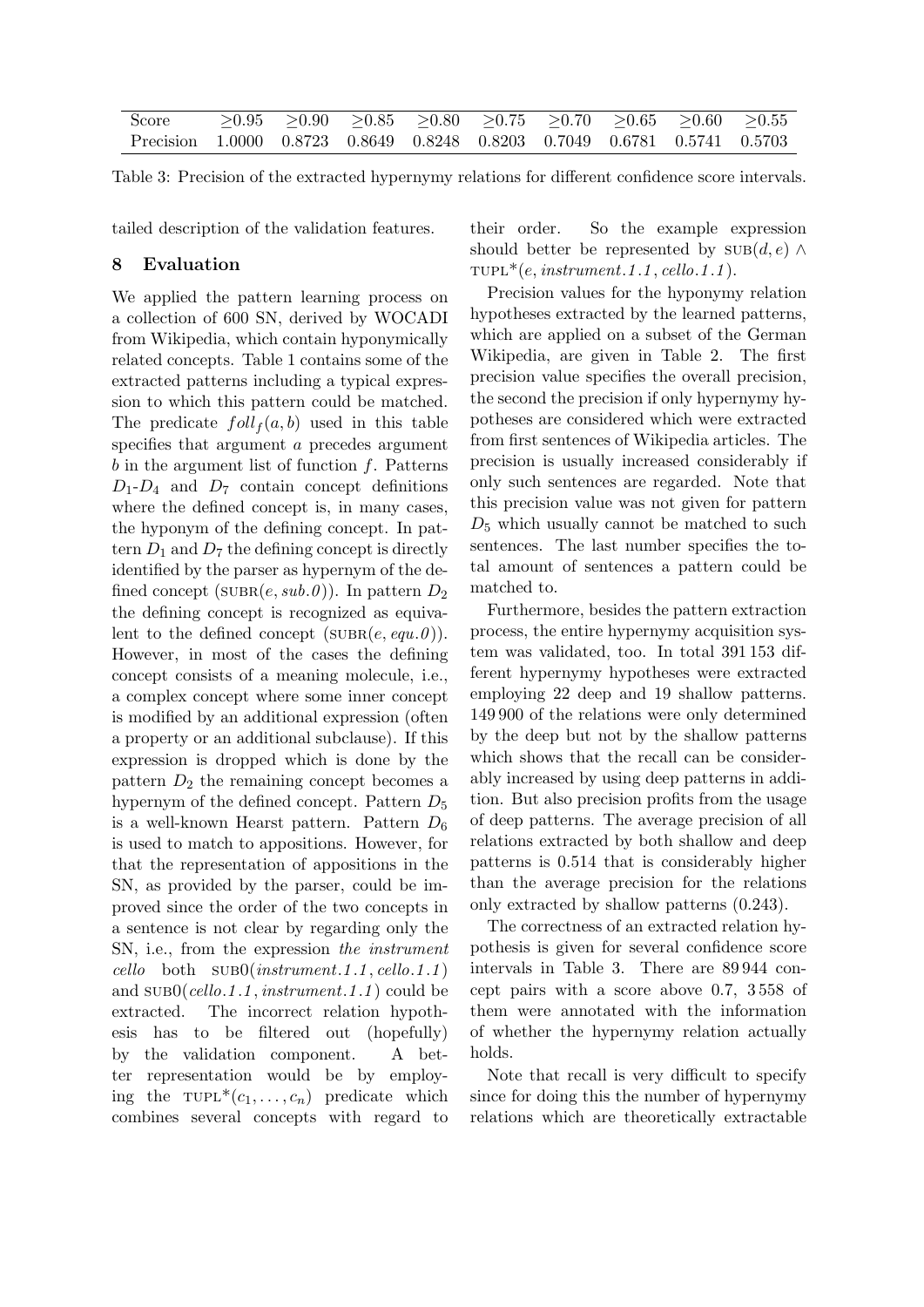| Score | ≥0.95 | ≥0.90 | ≥0.85 | ≥0.80 | ≥0.75 | ≥0.70 | ≥0.65 | ≥0.60 | ≥0.55 |
|---|---|---|---|---|---|---|---|---|---|
| Precision | 1.0000 | 0.8723 | 0.8649 | 0.8248 | 0.8203 | 0.7049 | 0.6781 | 0.5741 | 0.5703 |

Table 3: Precision of the extracted hypernymy relations for different confidence score intervals.

tailed description of the validation features.

## 8 Evaluation

We applied the pattern learning process on a collection of 600 SN, derived by WOCADI from Wikipedia, which contain hyponymically related concepts. Table 1 contains some of the extracted patterns including a typical expression to which this pattern could be matched. The predicate $foll_f(a, b)$ used in this table specifies that argument $a$ precedes argument $b$ in the argument list of function $f$. Patterns $D_1$-$D_4$ and $D_7$ contain concept definitions where the defined concept is, in many cases, the hyponym of the defining concept. In pattern $D_1$ and $D_7$ the defining concept is directly identified by the parser as hypernym of the defined concept ($\text{SUBR}(e, sub.0)$). In pattern $D_2$ the defining concept is recognized as equivalent to the defined concept ($\text{SUBR}(e, equ.0)$). However, in most of the cases the defining concept consists of a meaning molecule, i.e., a complex concept where some inner concept is modified by an additional expression (often a property or an additional subclause). If this expression is dropped which is done by the pattern $D_2$ the remaining concept becomes a hypernym of the defined concept. Pattern $D_5$ is a well-known Hearst pattern. Pattern $D_6$ is used to match to appositions. However, for that the representation of appositions in the SN, as provided by the parser, could be improved since the order of the two concepts in a sentence is not clear by regarding only the SN, i.e., from the expression *the instrument cello* both $\text{SUB0}(instrument.1.1, cello.1.1)$ and $\text{SUB0}(cello.1.1, instrument.1.1)$ could be extracted. The incorrect relation hypothesis has to be filtered out (hopefully) by the validation component. A better representation would be by employing the $\text{TUPL}^*(c_1, \ldots, c_n)$ predicate which combines several concepts with regard to their order. So the example expression should better be represented by $\text{SUB}(d, e) \wedge \text{TUPL}^*(e, instrument.1.1, cello.1.1)$.

Precision values for the hyponymy relation hypotheses extracted by the learned patterns, which are applied on a subset of the German Wikipedia, are given in Table 2. The first precision value specifies the overall precision, the second the precision if only hypernymy hypotheses are considered which were extracted from first sentences of Wikipedia articles. The precision is usually increased considerably if only such sentences are regarded. Note that this precision value was not given for pattern $D_5$ which usually cannot be matched to such sentences. The last number specifies the total amount of sentences a pattern could be matched to.

Furthermore, besides the pattern extraction process, the entire hypernymy acquisition system was validated, too. In total 391 153 different hypernymy hypotheses were extracted employing 22 deep and 19 shallow patterns. 149 900 of the relations were only determined by the deep but not by the shallow patterns which shows that the recall can be considerably increased by using deep patterns in addition. But also precision profits from the usage of deep patterns. The average precision of all relations extracted by both shallow and deep patterns is 0.514 that is considerably higher than the average precision for the relations only extracted by shallow patterns (0.243).

The correctness of an extracted relation hypothesis is given for several confidence score intervals in Table 3. There are 89 944 concept pairs with a score above 0.7, 3 558 of them were annotated with the information of whether the hypernymy relation actually holds.

Note that recall is very difficult to specify since for doing this the number of hypernymy relations which are theoretically extractable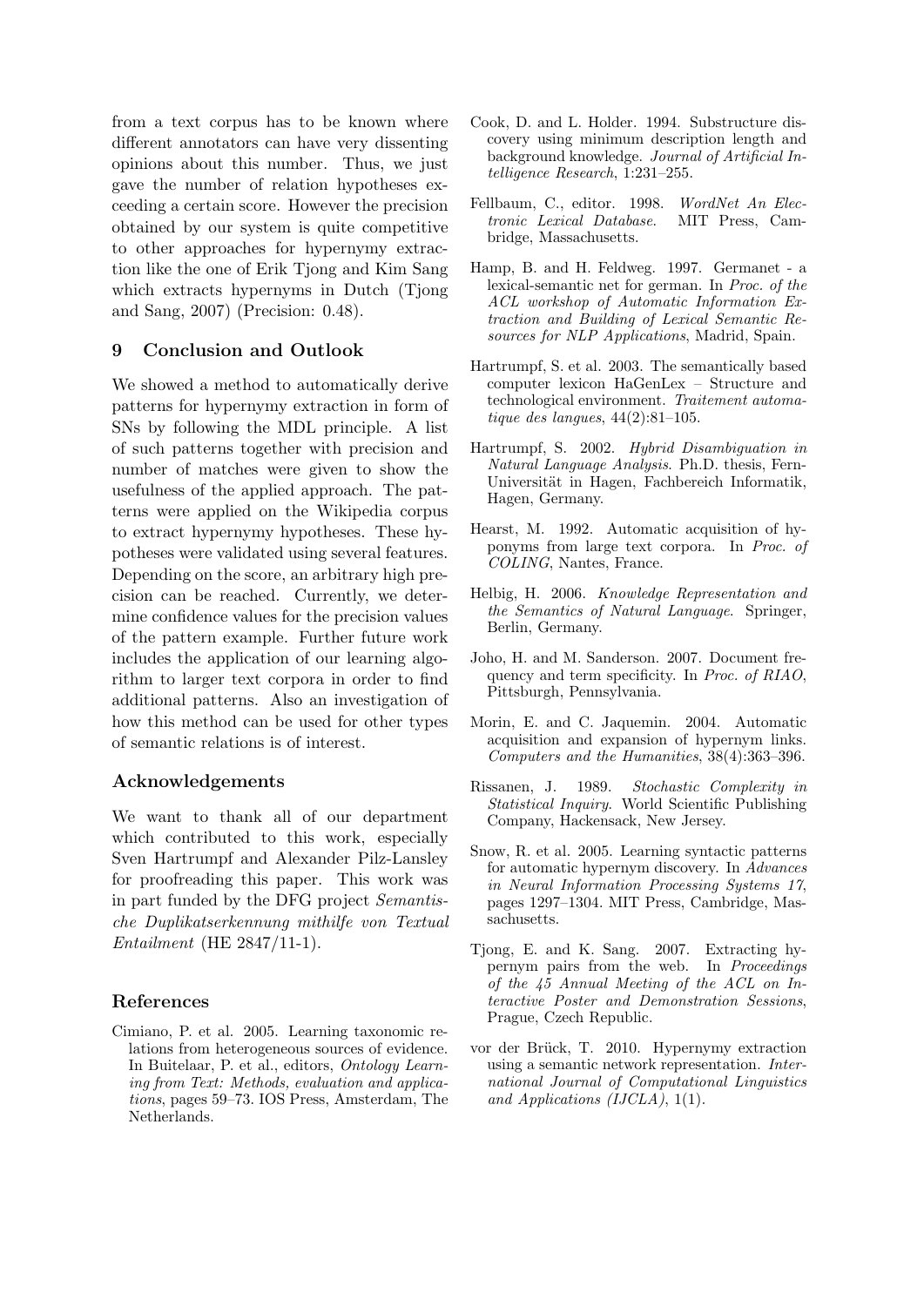from a text corpus has to be known where different annotators can have very dissenting opinions about this number. Thus, we just gave the number of relation hypotheses exceeding a certain score. However the precision obtained by our system is quite competitive to other approaches for hypernymy extraction like the one of Erik Tjong and Kim Sang which extracts hypernyms in Dutch (Tjong and Sang, 2007) (Precision: 0.48).

## 9 Conclusion and Outlook

We showed a method to automatically derive patterns for hypernymy extraction in form of SNs by following the MDL principle. A list of such patterns together with precision and number of matches were given to show the usefulness of the applied approach. The patterns were applied on the Wikipedia corpus to extract hypernymy hypotheses. These hypotheses were validated using several features. Depending on the score, an arbitrary high precision can be reached. Currently, we determine confidence values for the precision values of the pattern example. Further future work includes the application of our learning algorithm to larger text corpora in order to find additional patterns. Also an investigation of how this method can be used for other types of semantic relations is of interest.

## Acknowledgements

We want to thank all of our department which contributed to this work, especially Sven Hartrumpf and Alexander Pilz-Lansley for proofreading this paper. This work was in part funded by the DFG project *Semantische Duplikatserkennung mithilfe von Textual Entailment* (HE 2847/11-1).

## References

Cimiano, P. et al. 2005. Learning taxonomic relations from heterogeneous sources of evidence. In Buitelaar, P. et al., editors, *Ontology Learning from Text: Methods, evaluation and applications*, pages 59–73. IOS Press, Amsterdam, The Netherlands.

Cook, D. and L. Holder. 1994. Substructure discovery using minimum description length and background knowledge. *Journal of Artificial Intelligence Research*, 1:231–255.

Fellbaum, C., editor. 1998. *WordNet An Electronic Lexical Database.* MIT Press, Cambridge, Massachusetts.

Hamp, B. and H. Feldweg. 1997. Germanet - a lexical-semantic net for german. In *Proc. of the ACL workshop of Automatic Information Extraction and Building of Lexical Semantic Resources for NLP Applications*, Madrid, Spain.

Hartrumpf, S. et al. 2003. The semantically based computer lexicon HaGenLex – Structure and technological environment. *Traitement automatique des langues*, 44(2):81–105.

Hartrumpf, S. 2002. *Hybrid Disambiguation in Natural Language Analysis*. Ph.D. thesis, FernUniversität in Hagen, Fachbereich Informatik, Hagen, Germany.

Hearst, M. 1992. Automatic acquisition of hyponyms from large text corpora. In *Proc. of COLING*, Nantes, France.

Helbig, H. 2006. *Knowledge Representation and the Semantics of Natural Language*. Springer, Berlin, Germany.

Joho, H. and M. Sanderson. 2007. Document frequency and term specificity. In *Proc. of RIAO*, Pittsburgh, Pennsylvania.

Morin, E. and C. Jaquemin. 2004. Automatic acquisition and expansion of hypernym links. *Computers and the Humanities*, 38(4):363–396.

Rissanen, J. 1989. *Stochastic Complexity in Statistical Inquiry*. World Scientific Publishing Company, Hackensack, New Jersey.

Snow, R. et al. 2005. Learning syntactic patterns for automatic hypernym discovery. In *Advances in Neural Information Processing Systems 17*, pages 1297–1304. MIT Press, Cambridge, Massachusetts.

Tjong, E. and K. Sang. 2007. Extracting hypernym pairs from the web. In *Proceedings of the 45 Annual Meeting of the ACL on Interactive Poster and Demonstration Sessions*, Prague, Czech Republic.

vor der Brück, T. 2010. Hypernymy extraction using a semantic network representation. *International Journal of Computational Linguistics and Applications (IJCLA)*, 1(1).